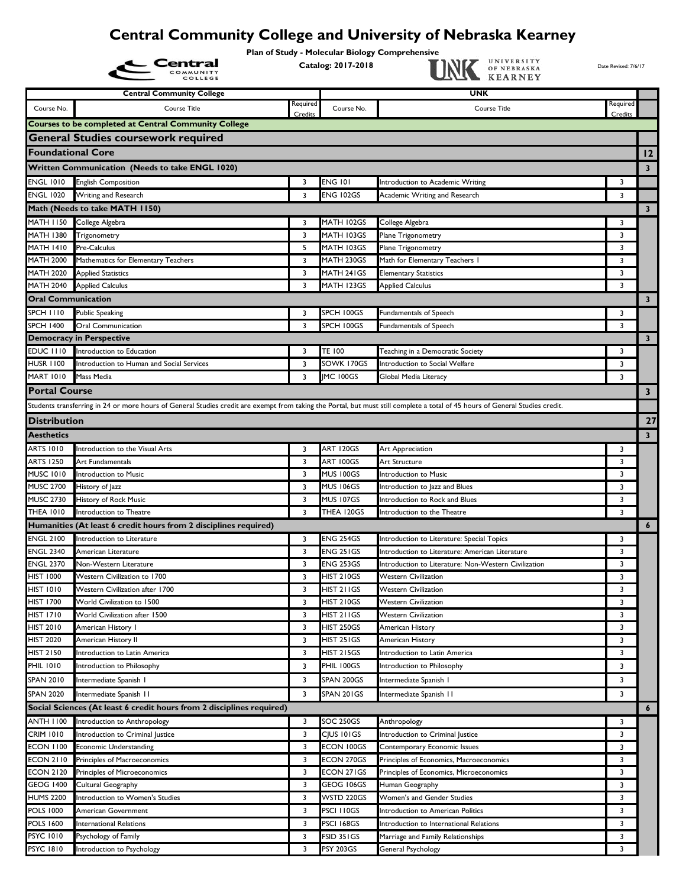# Central Community College and University of Nebraska Kearney

**Plan of Study - Molecular Biology Comprehensive**

**Catalog: 2017-2018**

Date Revised: 7/6/17

| Central Community College | | | UNK | | | |
|---|---|---|---|---|---|---|
| Course No. | Course Title | Required Credits | Course No. | Course Title | Required Credits | |
| **Courses to be completed at Central Community College** | | | | | | |
| **General Studies coursework required** | | | | | | |
| **Foundational Core** | | | | | | **12** |
| **Written Communication (Needs to take ENGL 1020)** | | | | | | **3** |
| ENGL 1010 | English Composition | 3 | ENG 101 | Introduction to Academic Writing | 3 | |
| ENGL 1020 | Writing and Research | 3 | ENG 102GS | Academic Writing and Research | 3 | |
| **Math (Needs to take MATH 1150)** | | | | | | **3** |
| MATH 1150 | College Algebra | 3 | MATH 102GS | College Algebra | 3 | |
| MATH 1380 | Trigonometry | 3 | MATH 103GS | Plane Trigonometry | 3 | |
| MATH 1410 | Pre-Calculus | 5 | MATH 103GS | Plane Trigonometry | 3 | |
| MATH 2000 | Mathematics for Elementary Teachers | 3 | MATH 230GS | Math for Elementary Teachers I | 3 | |
| MATH 2020 | Applied Statistics | 3 | MATH 241GS | Elementary Statistics | 3 | |
| MATH 2040 | Applied Calculus | 3 | MATH 123GS | Applied Calculus | 3 | |
| **Oral Communication** | | | | | | **3** |
| SPCH 1110 | Public Speaking | 3 | SPCH 100GS | Fundamentals of Speech | 3 | |
| SPCH 1400 | Oral Communication | 3 | SPCH 100GS | Fundamentals of Speech | 3 | |
| **Democracy in Perspective** | | | | | | **3** |
| EDUC 1110 | Introduction to Education | 3 | TE 100 | Teaching in a Democratic Society | 3 | |
| HUSR 1100 | Introduction to Human and Social Services | 3 | SOWK 170GS | Introduction to Social Welfare | 3 | |
| MART 1010 | Mass Media | 3 | JMC 100GS | Global Media Literacy | 3 | |
| **Portal Course** | | | | | | **3** |
| Students transferring in 24 or more hours of General Studies credit are exempt from taking the Portal, but must still complete a total of 45 hours of General Studies credit. | | | | | | |
| **Distribution** | | | | | | **27** |
| **Aesthetics** | | | | | | **3** |
| ARTS 1010 | Introduction to the Visual Arts | 3 | ART 120GS | Art Appreciation | 3 | |
| ARTS 1250 | Art Fundamentals | 3 | ART 100GS | Art Structure | 3 | |
| MUSC 1010 | Introduction to Music | 3 | MUS 100GS | Introduction to Music | 3 | |
| MUSC 2700 | History of Jazz | 3 | MUS 106GS | Introduction to Jazz and Blues | 3 | |
| MUSC 2730 | History of Rock Music | 3 | MUS 107GS | Introduction to Rock and Blues | 3 | |
| THEA 1010 | Introduction to Theatre | 3 | THEA 120GS | Introduction to the Theatre | 3 | |
| **Humanities (At least 6 credit hours from 2 disciplines required)** | | | | | | **6** |
| ENGL 2100 | Introduction to Literature | 3 | ENG 254GS | Introduction to Literature: Special Topics | 3 | |
| ENGL 2340 | American Literature | 3 | ENG 251GS | Introduction to Literature: American Literature | 3 | |
| ENGL 2370 | Non-Western Literature | 3 | ENG 253GS | Introduction to Literature: Non-Western Civilization | 3 | |
| HIST 1000 | Western Civilization to 1700 | 3 | HIST 210GS | Western Civilization | 3 | |
| HIST 1010 | Western Civilization after 1700 | 3 | HIST 211GS | Western Civilization | 3 | |
| HIST 1700 | World Civilization to 1500 | 3 | HIST 210GS | Western Civilization | 3 | |
| HIST 1710 | World Civilization after 1500 | 3 | HIST 211GS | Western Civilization | 3 | |
| HIST 2010 | American History I | 3 | HIST 250GS | American History | 3 | |
| HIST 2020 | American History II | 3 | HIST 251GS | American History | 3 | |
| HIST 2150 | Introduction to Latin America | 3 | HIST 215GS | Introduction to Latin America | 3 | |
| PHIL 1010 | Introduction to Philosophy | 3 | PHIL 100GS | Introduction to Philosophy | 3 | |
| SPAN 2010 | Intermediate Spanish I | 3 | SPAN 200GS | Intermediate Spanish I | 3 | |
| SPAN 2020 | Intermediate Spanish II | 3 | SPAN 201GS | Intermediate Spanish II | 3 | |
| **Social Sciences (At least 6 credit hours from 2 disciplines required)** | | | | | | **6** |
| ANTH 1100 | Introduction to Anthropology | 3 | SOC 250GS | Anthropology | 3 | |
| CRIM 1010 | Introduction to Criminal Justice | 3 | CJUS 101GS | Introduction to Criminal Justice | 3 | |
| ECON 1100 | Economic Understanding | 3 | ECON 100GS | Contemporary Economic Issues | 3 | |
| ECON 2110 | Principles of Macroeconomics | 3 | ECON 270GS | Principles of Economics, Macroeconomics | 3 | |
| ECON 2120 | Principles of Microeconomics | 3 | ECON 271GS | Principles of Economics, Microeconomics | 3 | |
| GEOG 1400 | Cultural Geography | 3 | GEOG 106GS | Human Geography | 3 | |
| HUMS 2200 | Introduction to Women's Studies | 3 | WSTD 220GS | Women's and Gender Studies | 3 | |
| POLS 1000 | American Government | 3 | PSCI 110GS | Introduction to American Politics | 3 | |
| POLS 1600 | International Relations | 3 | PSCI 168GS | Introduction to International Relations | 3 | |
| PSYC 1010 | Psychology of Family | 3 | FSID 351GS | Marriage and Family Relationships | 3 | |
| PSYC 1810 | Introduction to Psychology | 3 | PSY 203GS | General Psychology | 3 | |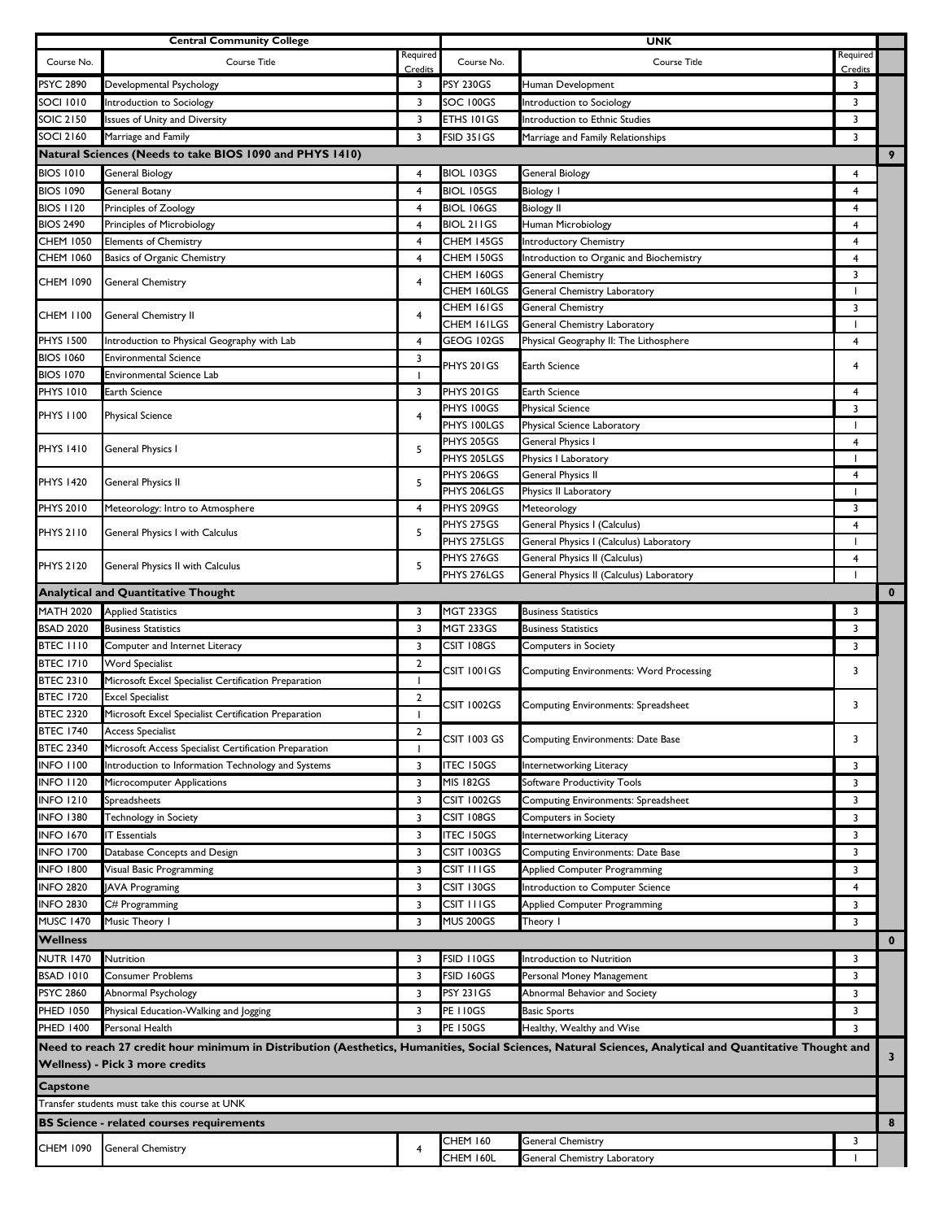| Central Community College | | | UNK | | | |
|---|---|---|---|---|---|---|
| Course No. | Course Title | Required Credits | Course No. | Course Title | Required Credits | |
| PSYC 2890 | Developmental Psychology | 3 | PSY 230GS | Human Development | 3 | |
| SOCI 1010 | Introduction to Sociology | 3 | SOC 100GS | Introduction to Sociology | 3 | |
| SOIC 2150 | Issues of Unity and Diversity | 3 | ETHS 101GS | Introduction to Ethnic Studies | 3 | |
| SOCI 2160 | Marriage and Family | 3 | FSID 351GS | Marriage and Family Relationships | 3 | |
| **Natural Sciences (Needs to take BIOS 1090 and PHYS 1410)** | | | | | | **9** |
| BIOS 1010 | General Biology | 4 | BIOL 103GS | General Biology | 4 | |
| BIOS 1090 | General Botany | 4 | BIOL 105GS | Biology I | 4 | |
| BIOS 1120 | Principles of Zoology | 4 | BIOL 106GS | Biology II | 4 | |
| BIOS 2490 | Principles of Microbiology | 4 | BIOL 211GS | Human Microbiology | 4 | |
| CHEM 1050 | Elements of Chemistry | 4 | CHEM 145GS | Introductory Chemistry | 4 | |
| CHEM 1060 | Basics of Organic Chemistry | 4 | CHEM 150GS | Introduction to Organic and Biochemistry | 4 | |
| CHEM 1090 | General Chemistry | 4 | CHEM 160GS | General Chemistry | 3 | |
| | | | CHEM 160LGS | General Chemistry Laboratory | 1 | |
| CHEM 1100 | General Chemistry II | 4 | CHEM 161GS | General Chemistry | 3 | |
| | | | CHEM 161LGS | General Chemistry Laboratory | 1 | |
| PHYS 1500 | Introduction to Physical Geography with Lab | 4 | GEOG 102GS | Physical Geography II: The Lithosphere | 4 | |
| BIOS 1060 | Environmental Science | 3 | PHYS 201GS | Earth Science | 4 | |
| BIOS 1070 | Environmental Science Lab | 1 | | | | |
| PHYS 1010 | Earth Science | 3 | PHYS 201GS | Earth Science | 4 | |
| PHYS 1100 | Physical Science | 4 | PHYS 100GS | Physical Science | 3 | |
| | | | PHYS 100LGS | Physical Science Laboratory | 1 | |
| PHYS 1410 | General Physics I | 5 | PHYS 205GS | General Physics I | 4 | |
| | | | PHYS 205LGS | Physics I Laboratory | 1 | |
| PHYS 1420 | General Physics II | 5 | PHYS 206GS | General Physics II | 4 | |
| | | | PHYS 206LGS | Physics II Laboratory | 1 | |
| PHYS 2010 | Meteorology: Intro to Atmosphere | 4 | PHYS 209GS | Meteorology | 3 | |
| PHYS 2110 | General Physics I with Calculus | 5 | PHYS 275GS | General Physics I (Calculus) | 4 | |
| | | | PHYS 275LGS | General Physics I (Calculus) Laboratory | 1 | |
| PHYS 2120 | General Physics II with Calculus | 5 | PHYS 276GS | General Physics II (Calculus) | 4 | |
| | | | PHYS 276LGS | General Physics II (Calculus) Laboratory | 1 | |
| **Analytical and Quantitative Thought** | | | | | | **0** |
| MATH 2020 | Applied Statistics | 3 | MGT 233GS | Business Statistics | 3 | |
| BSAD 2020 | Business Statistics | 3 | MGT 233GS | Business Statistics | 3 | |
| BTEC 1110 | Computer and Internet Literacy | 3 | CSIT 108GS | Computers in Society | 3 | |
| BTEC 1710 | Word Specialist | 2 | CSIT 1001GS | Computing Environments: Word Processing | 3 | |
| BTEC 2310 | Microsoft Excel Specialist Certification Preparation | 1 | | | | |
| BTEC 1720 | Excel Specialist | 2 | CSIT 1002GS | Computing Environments: Spreadsheet | 3 | |
| BTEC 2320 | Microsoft Excel Specialist Certification Preparation | 1 | | | | |
| BTEC 1740 | Access Specialist | 2 | CSIT 1003 GS | Computing Environments: Date Base | 3 | |
| BTEC 2340 | Microsoft Access Specialist Certification Preparation | 1 | | | | |
| INFO 1100 | Introduction to Information Technology and Systems | 3 | ITEC 150GS | Internetworking Literacy | 3 | |
| INFO 1120 | Microcomputer Applications | 3 | MIS 182GS | Software Productivity Tools | 3 | |
| INFO 1210 | Spreadsheets | 3 | CSIT 1002GS | Computing Environments: Spreadsheet | 3 | |
| INFO 1380 | Technology in Society | 3 | CSIT 108GS | Computers in Society | 3 | |
| INFO 1670 | IT Essentials | 3 | ITEC 150GS | Internetworking Literacy | 3 | |
| INFO 1700 | Database Concepts and Design | 3 | CSIT 1003GS | Computing Environments: Date Base | 3 | |
| INFO 1800 | Visual Basic Programming | 3 | CSIT 111GS | Applied Computer Programming | 3 | |
| INFO 2820 | JAVA Programing | 3 | CSIT 130GS | Introduction to Computer Science | 4 | |
| INFO 2830 | C# Programming | 3 | CSIT 111GS | Applied Computer Programming | 3 | |
| MUSC 1470 | Music Theory I | 3 | MUS 200GS | Theory I | 3 | |
| **Wellness** | | | | | | **0** |
| NUTR 1470 | Nutrition | 3 | FSID 110GS | Introduction to Nutrition | 3 | |
| BSAD 1010 | Consumer Problems | 3 | FSID 160GS | Personal Money Management | 3 | |
| PSYC 2860 | Abnormal Psychology | 3 | PSY 231GS | Abnormal Behavior and Society | 3 | |
| PHED 1050 | Physical Education-Walking and Jogging | 3 | PE 110GS | Basic Sports | 3 | |
| PHED 1400 | Personal Health | 3 | PE 150GS | Healthy, Wealthy and Wise | 3 | |
| **Need to reach 27 credit hour minimum in Distribution (Aesthetics, Humanities, Social Sciences, Natural Sciences, Analytical and Quantitative Thought and Wellness) - Pick 3 more credits** | | | | | | **3** |
| **Capstone** | | | | | | |
| Transfer students must take this course at UNK | | | | | | |
| **BS Science - related courses requirements** | | | | | | **8** |
| CHEM 1090 | General Chemistry | 4 | CHEM 160 | General Chemistry | 3 | |
| | | | CHEM 160L | General Chemistry Laboratory | 1 | |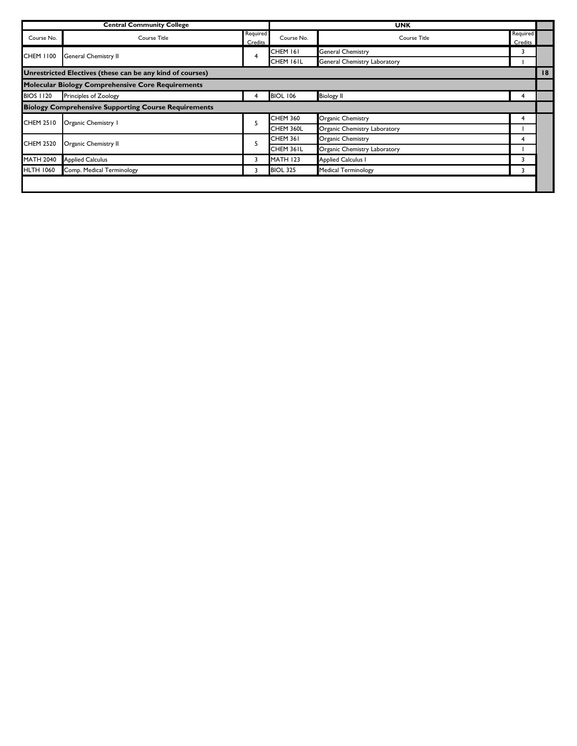| Central Community College | | | UNK | | | |
|---|---|---|---|---|---|---|
| Course No. | Course Title | Required Credits | Course No. | Course Title | Required Credits | |
| CHEM 1100 | General Chemistry II | 4 | CHEM 161 | General Chemistry | 3 | |
| | | | CHEM 161L | General Chemistry Laboratory | 1 | |
| **Unrestricted Electives (these can be any kind of courses)** | | | | | | 18 |
| **Molecular Biology Comprehensive Core Requirements** | | | | | | |
| BIOS 1120 | Principles of Zoology | 4 | BIOL 106 | Biology II | 4 | |
| **Biology Comprehensive Supporting Course Requirements** | | | | | | |
| CHEM 2510 | Organic Chemistry I | 5 | CHEM 360 | Organic Chemistry | 4 | |
| | | | CHEM 360L | Organic Chemistry Laboratory | 1 | |
| CHEM 2520 | Organic Chemistry II | 5 | CHEM 361 | Organic Chemistry | 4 | |
| | | | CHEM 361L | Organic Chemistry Laboratory | 1 | |
| MATH 2040 | Applied Calculus | 3 | MATH 123 | Applied Calculus I | 3 | |
| HLTH 1060 | Comp. Medical Terminology | 3 | BIOL 325 | Medical Terminology | 3 | |